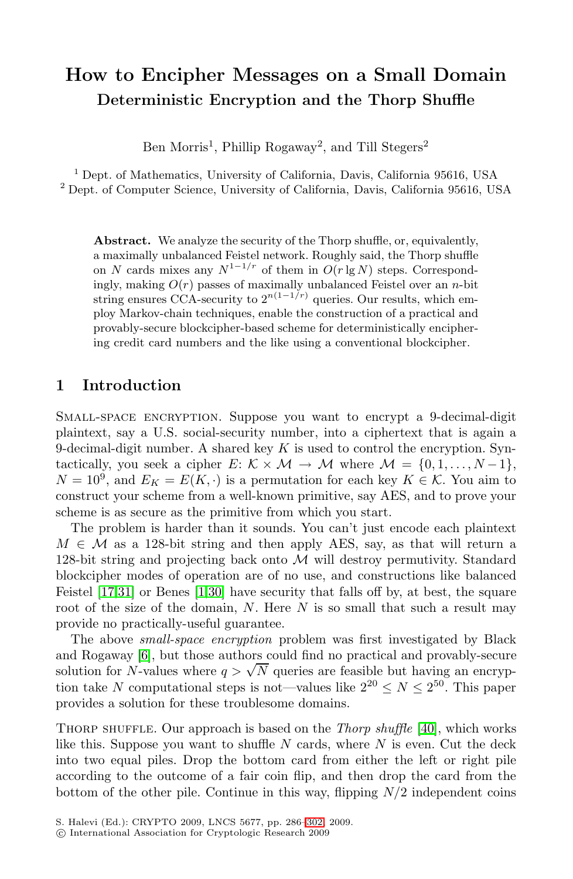# How to Encipher Messages on a Small Domain

## Deterministic Encryption and the Thorp Shuffle

Ben Morris[1], Phillip Rogaway[2], and Till Stegers[2]

[1] Dept. of Mathematics, University of California, Davis, California 95616, USA
[2] Dept. of Computer Science, University of California, Davis, California 95616, USA

**Abstract.** We analyze the security of the Thorp shuffle, or, equivalently, a maximally unbalanced Feistel network. Roughly said, the Thorp shuffle on $N$ cards mixes any $N^{1-1/r}$ of them in $O(r \lg N)$ steps. Correspondingly, making $O(r)$ passes of maximally unbalanced Feistel over an $n$-bit string ensures CCA-security to $2^{n(1-1/r)}$ queries. Our results, which employ Markov-chain techniques, enable the construction of a practical and provably-secure blockcipher-based scheme for deterministically enciphering credit card numbers and the like using a conventional blockcipher.

## 1 Introduction

Small-space encryption. Suppose you want to encrypt a 9-decimal-digit plaintext, say a U.S. social-security number, into a ciphertext that is again a 9-decimal-digit number. A shared key $K$ is used to control the encryption. Syntactically, you seek a cipher $E: \mathcal{K} \times \mathcal{M} \to \mathcal{M}$ where $\mathcal{M} = \{0, 1, \ldots, N-1\}$, $N = 10^9$, and $E_K = E(K, \cdot)$ is a permutation for each key $K \in \mathcal{K}$. You aim to construct your scheme from a well-known primitive, say AES, and to prove your scheme is as secure as the primitive from which you start.

The problem is harder than it sounds. You can't just encode each plaintext $M \in \mathcal{M}$ as a 128-bit string and then apply AES, say, as that will return a 128-bit string and projecting back onto $\mathcal{M}$ will destroy permutivity. Standard blockcipher modes of operation are of no use, and constructions like balanced Feistel [17,31] or Benes [1,30] have security that falls off by, at best, the square root of the size of the domain, $N$. Here $N$ is so small that such a result may provide no practically-useful guarantee.

The above *small-space encryption* problem was first investigated by Black and Rogaway [6], but those authors could find no practical and provably-secure solution for $N$-values where $q > \sqrt{N}$ queries are feasible but having an encryption take $N$ computational steps is not—values like $2^{20} \le N \le 2^{50}$. This paper provides a solution for these troublesome domains.

Thorp shuffle. Our approach is based on the *Thorp shuffle* [40], which works like this. Suppose you want to shuffle $N$ cards, where $N$ is even. Cut the deck into two equal piles. Drop the bottom card from either the left or right pile according to the outcome of a fair coin flip, and then drop the card from the bottom of the other pile. Continue in this way, flipping $N/2$ independent coins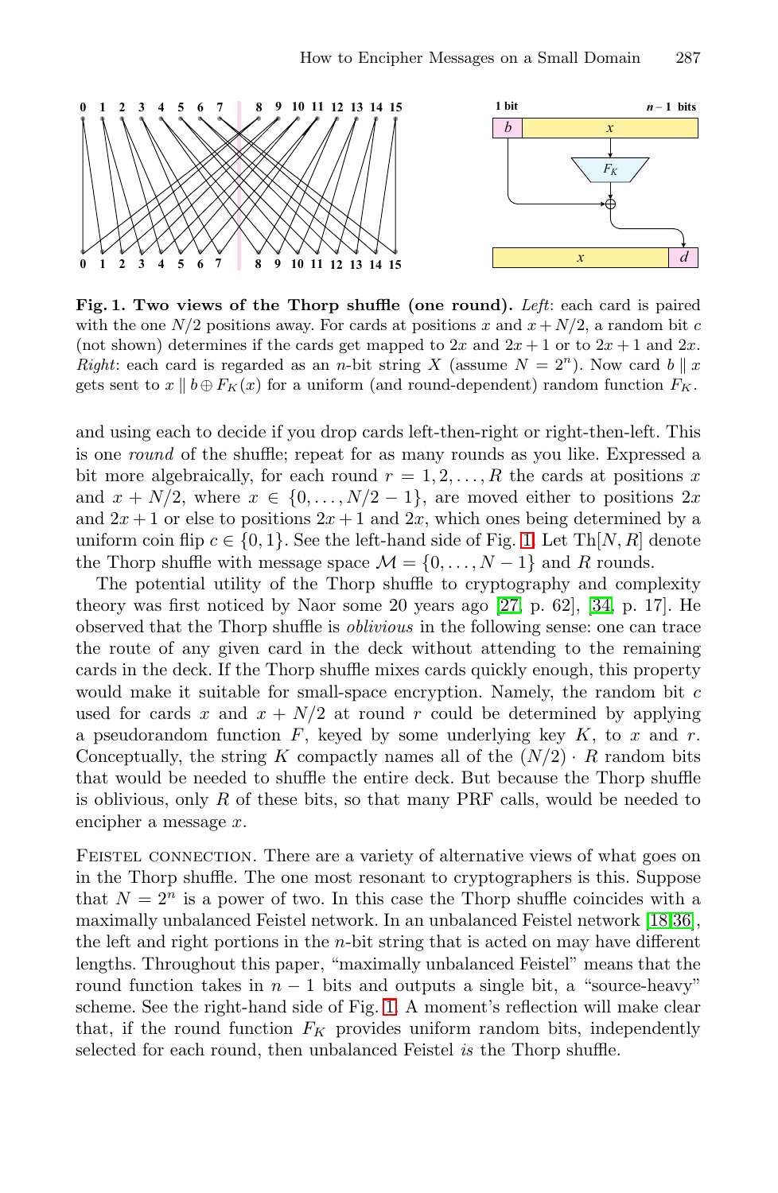**Fig. 1. Two views of the Thorp shuffle (one round).** *Left*: each card is paired with the one $N/2$ positions away. For cards at positions $x$ and $x + N/2$, a random bit $c$ (not shown) determines if the cards get mapped to $2x$ and $2x+1$ or to $2x+1$ and $2x$. *Right*: each card is regarded as an $n$-bit string $X$ (assume $N = 2^n$). Now card $b \| x$ gets sent to $x \| b \oplus F_K(x)$ for a uniform (and round-dependent) random function $F_K$.

and using each to decide if you drop cards left-then-right or right-then-left. This is one *round* of the shuffle; repeat for as many rounds as you like. Expressed a bit more algebraically, for each round $r = 1, 2, \ldots, R$ the cards at positions $x$ and $x + N/2$, where $x \in \{0, \ldots, N/2 - 1\}$, are moved either to positions $2x$ and $2x+1$ or else to positions $2x+1$ and $2x$, which ones being determined by a uniform coin flip $c \in \{0, 1\}$. See the left-hand side of Fig. 1. Let $\text{Th}[N, R]$ denote the Thorp shuffle with message space $\mathcal{M} = \{0, \ldots, N-1\}$ and $R$ rounds.

The potential utility of the Thorp shuffle to cryptography and complexity theory was first noticed by Naor some 20 years ago [27, p. 62], [34, p. 17]. He observed that the Thorp shuffle is *oblivious* in the following sense: one can trace the route of any given card in the deck without attending to the remaining cards in the deck. If the Thorp shuffle mixes cards quickly enough, this property would make it suitable for small-space encryption. Namely, the random bit $c$ used for cards $x$ and $x + N/2$ at round $r$ could be determined by applying a pseudorandom function $F$, keyed by some underlying key $K$, to $x$ and $r$. Conceptually, the string $K$ compactly names all of the $(N/2) \cdot R$ random bits that would be needed to shuffle the entire deck. But because the Thorp shuffle is oblivious, only $R$ of these bits, so that many PRF calls, would be needed to encipher a message $x$.

Feistel connection. There are a variety of alternative views of what goes on in the Thorp shuffle. The one most resonant to cryptographers is this. Suppose that $N = 2^n$ is a power of two. In this case the Thorp shuffle coincides with a maximally unbalanced Feistel network. In an unbalanced Feistel network [18,36], the left and right portions in the $n$-bit string that is acted on may have different lengths. Throughout this paper, "maximally unbalanced Feistel" means that the round function takes in $n-1$ bits and outputs a single bit, a "source-heavy" scheme. See the right-hand side of Fig. 1. A moment's reflection will make clear that, if the round function $F_K$ provides uniform random bits, independently selected for each round, then unbalanced Feistel *is* the Thorp shuffle.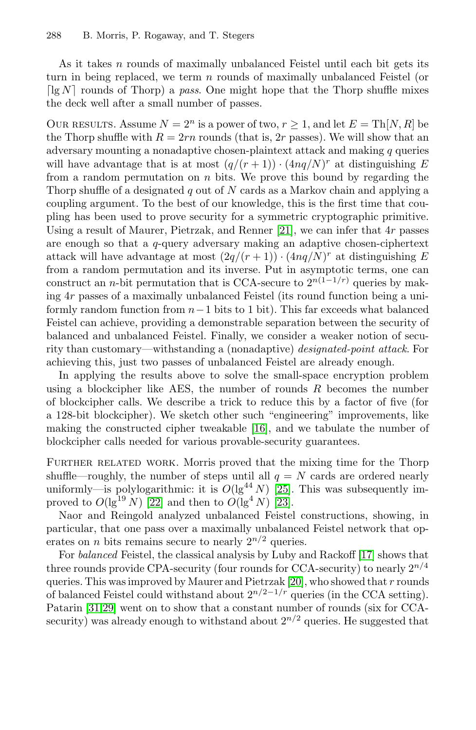As it takes $n$ rounds of maximally unbalanced Feistel until each bit gets its turn in being replaced, we term $n$ rounds of maximally unbalanced Feistel (or $\lceil \lg N \rceil$ rounds of Thorp) a *pass*. One might hope that the Thorp shuffle mixes the deck well after a small number of passes.

OUR RESULTS. Assume $N = 2^n$ is a power of two, $r \geq 1$, and let $E = \text{Th}[N, R]$ be the Thorp shuffle with $R = 2rn$ rounds (that is, $2r$ passes). We will show that an adversary mounting a nonadaptive chosen-plaintext attack and making $q$ queries will have advantage that is at most $(q/(r+1)) \cdot (4nq/N)^r$ at distinguishing $E$ from a random permutation on $n$ bits. We prove this bound by regarding the Thorp shuffle of a designated $q$ out of $N$ cards as a Markov chain and applying a coupling argument. To the best of our knowledge, this is the first time that coupling has been used to prove security for a symmetric cryptographic primitive. Using a result of Maurer, Pietrzak, and Renner [21], we can infer that $4r$ passes are enough so that a $q$-query adversary making an adaptive chosen-ciphertext attack will have advantage at most $(2q/(r+1)) \cdot (4nq/N)^r$ at distinguishing $E$ from a random permutation and its inverse. Put in asymptotic terms, one can construct an $n$-bit permutation that is CCA-secure to $2^{n(1-1/r)}$ queries by making $4r$ passes of a maximally unbalanced Feistel (its round function being a uniformly random function from $n-1$ bits to 1 bit). This far exceeds what balanced Feistel can achieve, providing a demonstrable separation between the security of balanced and unbalanced Feistel. Finally, we consider a weaker notion of security than customary—withstanding a (nonadaptive) *designated-point attack*. For achieving this, just two passes of unbalanced Feistel are already enough.

In applying the results above to solve the small-space encryption problem using a blockcipher like AES, the number of rounds $R$ becomes the number of blockcipher calls. We describe a trick to reduce this by a factor of five (for a 128-bit blockcipher). We sketch other such "engineering" improvements, like making the constructed cipher tweakable [16], and we tabulate the number of blockcipher calls needed for various provable-security guarantees.

FURTHER RELATED WORK. Morris proved that the mixing time for the Thorp shuffle—roughly, the number of steps until all $q = N$ cards are ordered nearly uniformly—is polylogarithmic: it is $O(\lg^{44} N)$ [25]. This was subsequently improved to $O(\lg^{19} N)$ [22] and then to $O(\lg^{4} N)$ [23].

Naor and Reingold analyzed unbalanced Feistel constructions, showing, in particular, that one pass over a maximally unbalanced Feistel network that operates on $n$ bits remains secure to nearly $2^{n/2}$ queries.

For *balanced* Feistel, the classical analysis by Luby and Rackoff [17] shows that three rounds provide CPA-security (four rounds for CCA-security) to nearly $2^{n/4}$ queries. This was improved by Maurer and Pietrzak [20], who showed that $r$ rounds of balanced Feistel could withstand about $2^{n/2-1/r}$ queries (in the CCA setting). Patarin [31,29] went on to show that a constant number of rounds (six for CCA-security) was already enough to withstand about $2^{n/2}$ queries. He suggested that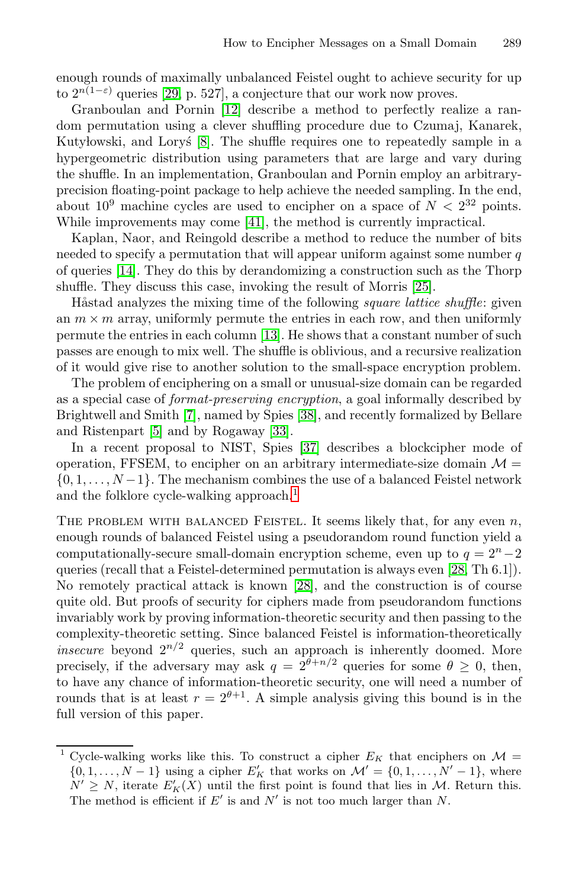enough rounds of maximally unbalanced Feistel ought to achieve security for up to $2^{n(1-\varepsilon)}$ queries [29, p. 527], a conjecture that our work now proves.

Granboulan and Pornin [12] describe a method to perfectly realize a random permutation using a clever shuffling procedure due to Czumaj, Kanarek, Kutyłowski, and Loryś [8]. The shuffle requires one to repeatedly sample in a hypergeometric distribution using parameters that are large and vary during the shuffle. In an implementation, Granboulan and Pornin employ an arbitrary-precision floating-point package to help achieve the needed sampling. In the end, about $10^9$ machine cycles are used to encipher on a space of $N < 2^{32}$ points. While improvements may come [41], the method is currently impractical.

Kaplan, Naor, and Reingold describe a method to reduce the number of bits needed to specify a permutation that will appear uniform against some number $q$ of queries [14]. They do this by derandomizing a construction such as the Thorp shuffle. They discuss this case, invoking the result of Morris [25].

Håstad analyzes the mixing time of the following *square lattice shuffle*: given an $m \times m$ array, uniformly permute the entries in each row, and then uniformly permute the entries in each column [13]. He shows that a constant number of such passes are enough to mix well. The shuffle is oblivious, and a recursive realization of it would give rise to another solution to the small-space encryption problem.

The problem of enciphering on a small or unusual-size domain can be regarded as a special case of *format-preserving encryption*, a goal informally described by Brightwell and Smith [7], named by Spies [38], and recently formalized by Bellare and Ristenpart [5] and by Rogaway [33].

In a recent proposal to NIST, Spies [37] describes a blockcipher mode of operation, FFSEM, to encipher on an arbitrary intermediate-size domain $\mathcal{M} = \{0, 1, \ldots, N-1\}$. The mechanism combines the use of a balanced Feistel network and the folklore cycle-walking approach.[1]

The problem with balanced Feistel. It seems likely that, for any even $n$, enough rounds of balanced Feistel using a pseudorandom round function yield a computationally-secure small-domain encryption scheme, even up to $q = 2^n - 2$ queries (recall that a Feistel-determined permutation is always even [28, Th 6.1]). No remotely practical attack is known [28], and the construction is of course quite old. But proofs of security for ciphers made from pseudorandom functions invariably work by proving information-theoretic security and then passing to the complexity-theoretic setting. Since balanced Feistel is information-theoretically *insecure* beyond $2^{n/2}$ queries, such an approach is inherently doomed. More precisely, if the adversary may ask $q = 2^{\theta + n/2}$ queries for some $\theta \geq 0$, then, to have any chance of information-theoretic security, one will need a number of rounds that is at least $r = 2^{\theta+1}$. A simple analysis giving this bound is in the full version of this paper.

---

[1] Cycle-walking works like this. To construct a cipher $E_K$ that enciphers on $\mathcal{M} = \{0, 1, \ldots, N-1\}$ using a cipher $E'_K$ that works on $\mathcal{M}' = \{0, 1, \ldots, N'-1\}$, where $N' \geq N$, iterate $E'_K(X)$ until the first point is found that lies in $\mathcal{M}$. Return this. The method is efficient if $E'$ is and $N'$ is not too much larger than $N$.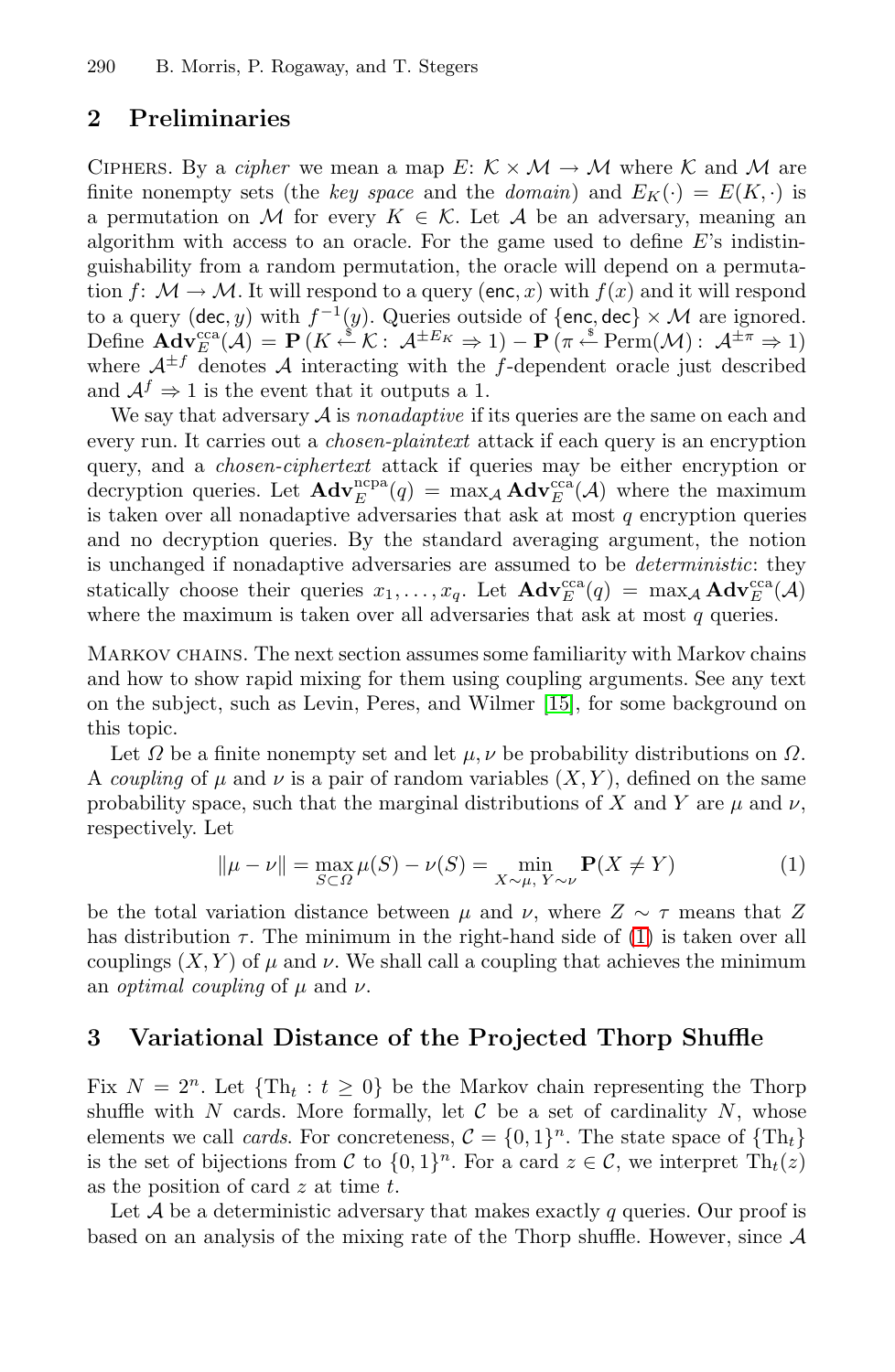## 2 Preliminaries

Ciphers. By a *cipher* we mean a map $E\colon \mathcal{K} \times \mathcal{M} \to \mathcal{M}$ where $\mathcal{K}$ and $\mathcal{M}$ are finite nonempty sets (the *key space* and the *domain*) and $E_K(\cdot) = E(K, \cdot)$ is a permutation on $\mathcal{M}$ for every $K \in \mathcal{K}$. Let $\mathcal{A}$ be an adversary, meaning an algorithm with access to an oracle. For the game used to define $E$'s indistinguishability from a random permutation, the oracle will depend on a permutation $f\colon \mathcal{M} \to \mathcal{M}$. It will respond to a query $(\mathsf{enc}, x)$ with $f(x)$ and it will respond to a query $(\mathsf{dec}, y)$ with $f^{-1}(y)$. Queries outside of $\{\mathsf{enc}, \mathsf{dec}\} \times \mathcal{M}$ are ignored. Define $\mathbf{Adv}_E^{\mathrm{cca}}(\mathcal{A}) = \mathbf{P}\,(K \stackrel{\$}{\leftarrow} \mathcal{K}\colon\ \mathcal{A}^{\pm E_K} \Rightarrow 1) - \mathbf{P}\,(\pi \stackrel{\$}{\leftarrow} \mathrm{Perm}(\mathcal{M})\colon\ \mathcal{A}^{\pm\pi} \Rightarrow 1)$ where $\mathcal{A}^{\pm f}$ denotes $\mathcal{A}$ interacting with the $f$-dependent oracle just described and $\mathcal{A}^f \Rightarrow 1$ is the event that it outputs a 1.

We say that adversary $\mathcal{A}$ is *nonadaptive* if its queries are the same on each and every run. It carries out a *chosen-plaintext* attack if each query is an encryption query, and a *chosen-ciphertext* attack if queries may be either encryption or decryption queries. Let $\mathbf{Adv}_E^{\mathrm{ncpa}}(q) = \max_{\mathcal{A}} \mathbf{Adv}_E^{\mathrm{cca}}(\mathcal{A})$ where the maximum is taken over all nonadaptive adversaries that ask at most $q$ encryption queries and no decryption queries. By the standard averaging argument, the notion is unchanged if nonadaptive adversaries are assumed to be *deterministic*: they statically choose their queries $x_1, \ldots, x_q$. Let $\mathbf{Adv}_E^{\mathrm{cca}}(q) = \max_{\mathcal{A}} \mathbf{Adv}_E^{\mathrm{cca}}(\mathcal{A})$ where the maximum is taken over all adversaries that ask at most $q$ queries.

Markov chains. The next section assumes some familiarity with Markov chains and how to show rapid mixing for them using coupling arguments. See any text on the subject, such as Levin, Peres, and Wilmer [15], for some background on this topic.

Let $\Omega$ be a finite nonempty set and let $\mu, \nu$ be probability distributions on $\Omega$. A *coupling* of $\mu$ and $\nu$ is a pair of random variables $(X, Y)$, defined on the same probability space, such that the marginal distributions of $X$ and $Y$ are $\mu$ and $\nu$, respectively. Let

$$\|\mu - \nu\| = \max_{S \subset \Omega} \mu(S) - \nu(S) = \min_{X \sim \mu,\, Y \sim \nu} \mathbf{P}(X \neq Y) \tag{1}$$

be the total variation distance between $\mu$ and $\nu$, where $Z \sim \tau$ means that $Z$ has distribution $\tau$. The minimum in the right-hand side of (1) is taken over all couplings $(X, Y)$ of $\mu$ and $\nu$. We shall call a coupling that achieves the minimum an *optimal coupling* of $\mu$ and $\nu$.

## 3 Variational Distance of the Projected Thorp Shuffle

Fix $N = 2^n$. Let $\{\mathrm{Th}_t : t \geq 0\}$ be the Markov chain representing the Thorp shuffle with $N$ cards. More formally, let $\mathcal{C}$ be a set of cardinality $N$, whose elements we call *cards*. For concreteness, $\mathcal{C} = \{0, 1\}^n$. The state space of $\{\mathrm{Th}_t\}$ is the set of bijections from $\mathcal{C}$ to $\{0, 1\}^n$. For a card $z \in \mathcal{C}$, we interpret $\mathrm{Th}_t(z)$ as the position of card $z$ at time $t$.

Let $\mathcal{A}$ be a deterministic adversary that makes exactly $q$ queries. Our proof is based on an analysis of the mixing rate of the Thorp shuffle. However, since $\mathcal{A}$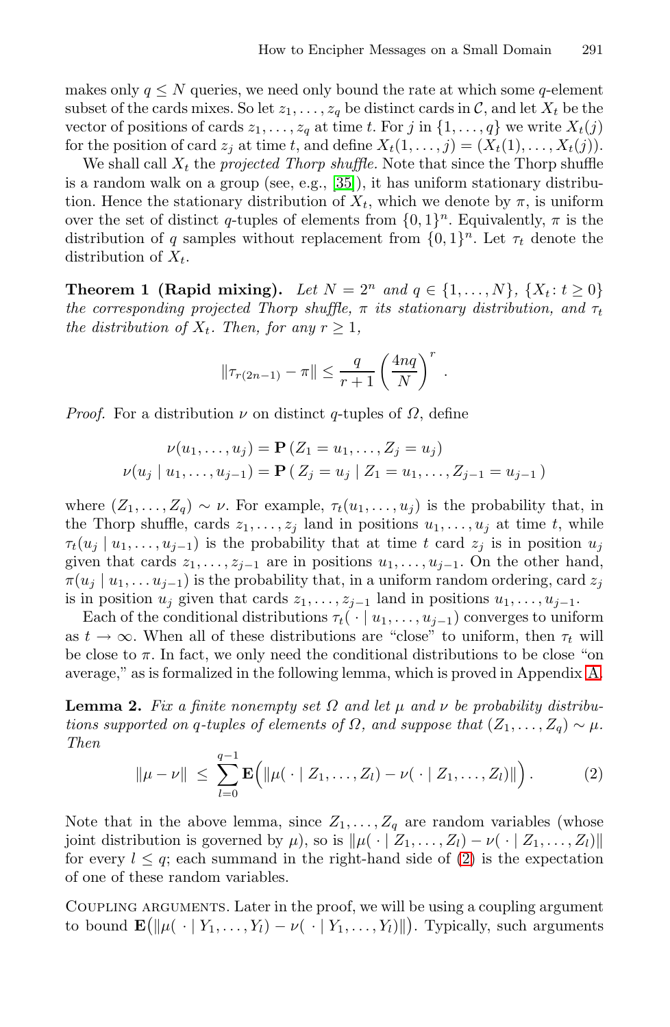makes only $q \leq N$ queries, we need only bound the rate at which some $q$-element subset of the cards mixes. So let $z_1, \ldots, z_q$ be distinct cards in $\mathcal{C}$, and let $X_t$ be the vector of positions of cards $z_1, \ldots, z_q$ at time $t$. For $j$ in $\{1, \ldots, q\}$ we write $X_t(j)$ for the position of card $z_j$ at time $t$, and define $X_t(1, \ldots, j) = (X_t(1), \ldots, X_t(j))$.

We shall call $X_t$ the *projected Thorp shuffle*. Note that since the Thorp shuffle is a random walk on a group (see, e.g., [35]), it has uniform stationary distribution. Hence the stationary distribution of $X_t$, which we denote by $\pi$, is uniform over the set of distinct $q$-tuples of elements from $\{0,1\}^n$. Equivalently, $\pi$ is the distribution of $q$ samples without replacement from $\{0,1\}^n$. Let $\tau_t$ denote the distribution of $X_t$.

**Theorem 1 (Rapid mixing).** *Let $N = 2^n$ and $q \in \{1, \ldots, N\}$, $\{X_t \colon t \geq 0\}$ the corresponding projected Thorp shuffle, $\pi$ its stationary distribution, and $\tau_t$ the distribution of $X_t$. Then, for any $r \geq 1$,*

$$\|\tau_{r(2n-1)} - \pi\| \leq \frac{q}{r+1}\left(\frac{4nq}{N}\right)^r .$$

*Proof.* For a distribution $\nu$ on distinct $q$-tuples of $\Omega$, define

$$\nu(u_1, \ldots, u_j) = \mathbf{P}\left(Z_1 = u_1, \ldots, Z_j = u_j\right)$$
$$\nu(u_j \mid u_1, \ldots, u_{j-1}) = \mathbf{P}\left(\, Z_j = u_j \mid Z_1 = u_1, \ldots, Z_{j-1} = u_{j-1}\,\right)$$

where $(Z_1, \ldots, Z_q) \sim \nu$. For example, $\tau_t(u_1, \ldots, u_j)$ is the probability that, in the Thorp shuffle, cards $z_1, \ldots, z_j$ land in positions $u_1, \ldots, u_j$ at time $t$, while $\tau_t(u_j \mid u_1, \ldots, u_{j-1})$ is the probability that at time $t$ card $z_j$ is in position $u_j$ given that cards $z_1, \ldots, z_{j-1}$ are in positions $u_1, \ldots, u_{j-1}$. On the other hand, $\pi(u_j \mid u_1, \ldots u_{j-1})$ is the probability that, in a uniform random ordering, card $z_j$ is in position $u_j$ given that cards $z_1, \ldots, z_{j-1}$ land in positions $u_1, \ldots, u_{j-1}$.

Each of the conditional distributions $\tau_t(\,\cdot \mid u_1, \ldots, u_{j-1})$ converges to uniform as $t \to \infty$. When all of these distributions are "close" to uniform, then $\tau_t$ will be close to $\pi$. In fact, we only need the conditional distributions to be close "on average," as is formalized in the following lemma, which is proved in Appendix A.

**Lemma 2.** *Fix a finite nonempty set $\Omega$ and let $\mu$ and $\nu$ be probability distributions supported on $q$-tuples of elements of $\Omega$, and suppose that $(Z_1, \ldots, Z_q) \sim \mu$. Then*

$$\|\mu - \nu\| \;\leq\; \sum_{l=0}^{q-1} \mathbf{E}\Big(\|\mu(\,\cdot \mid Z_1, \ldots, Z_l) - \nu(\,\cdot \mid Z_1, \ldots, Z_l)\|\Big). \tag{2}$$

Note that in the above lemma, since $Z_1, \ldots, Z_q$ are random variables (whose joint distribution is governed by $\mu$), so is $\|\mu(\,\cdot \mid Z_1, \ldots, Z_l) - \nu(\,\cdot \mid Z_1, \ldots, Z_l)\|$ for every $l \leq q$; each summand in the right-hand side of (2) is the expectation of one of these random variables.

Coupling arguments. Later in the proof, we will be using a coupling argument to bound $\mathbf{E}\big(\|\mu(\,\cdot \mid Y_1, \ldots, Y_l) - \nu(\,\cdot \mid Y_1, \ldots, Y_l)\|\big)$. Typically, such arguments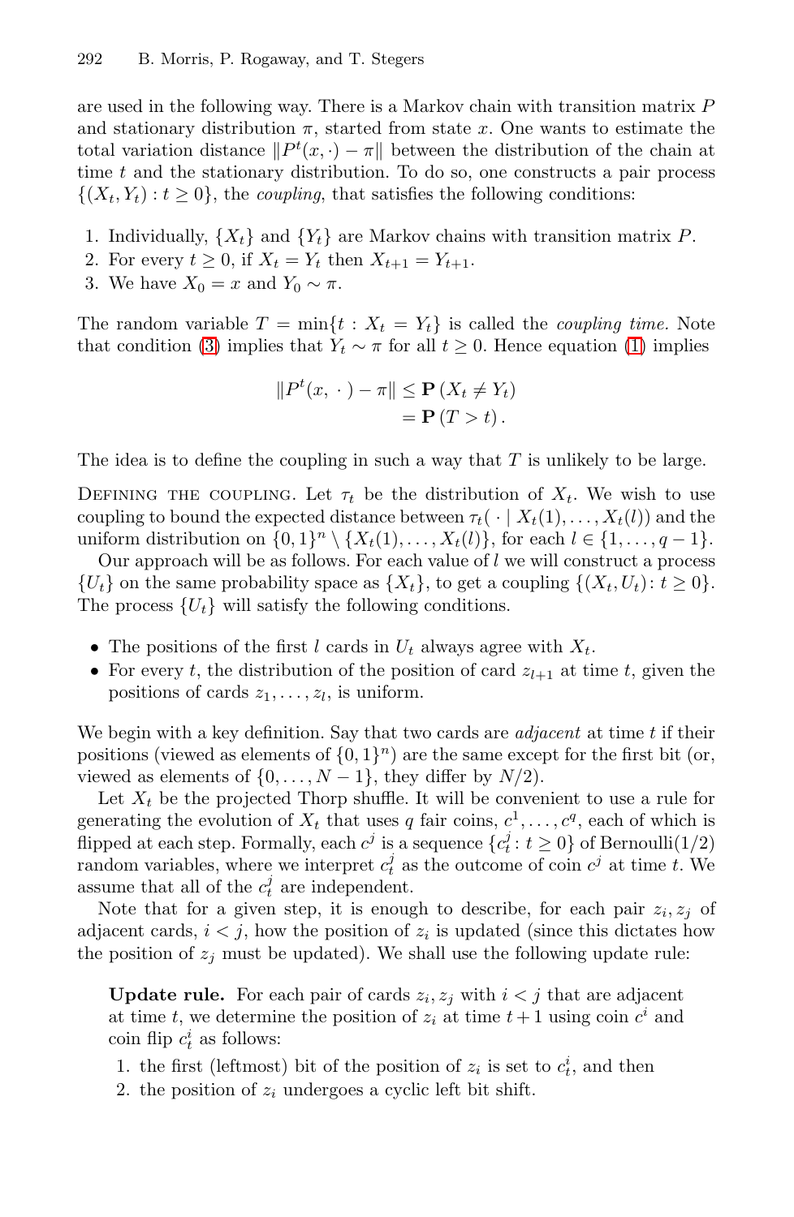are used in the following way. There is a Markov chain with transition matrix $P$ and stationary distribution $\pi$, started from state $x$. One wants to estimate the total variation distance $\|P^t(x,\cdot) - \pi\|$ between the distribution of the chain at time $t$ and the stationary distribution. To do so, one constructs a pair process $\{(X_t, Y_t) : t \geq 0\}$, the *coupling*, that satisfies the following conditions:

1. Individually, $\{X_t\}$ and $\{Y_t\}$ are Markov chains with transition matrix $P$.
2. For every $t \geq 0$, if $X_t = Y_t$ then $X_{t+1} = Y_{t+1}$.
3. We have $X_0 = x$ and $Y_0 \sim \pi$.

The random variable $T = \min\{t : X_t = Y_t\}$ is called the *coupling time.* Note that condition (3) implies that $Y_t \sim \pi$ for all $t \geq 0$. Hence equation (1) implies

$$
\begin{aligned}
\|P^t(x, \,\cdot\,) - \pi\| &\leq \mathbf{P}\left(X_t \neq Y_t\right) \\
&= \mathbf{P}\left(T > t\right).
\end{aligned}
$$

The idea is to define the coupling in such a way that $T$ is unlikely to be large.

Defining the coupling. Let $\tau_t$ be the distribution of $X_t$. We wish to use coupling to bound the expected distance between $\tau_t(\,\cdot \mid X_t(1), \ldots, X_t(l))$ and the uniform distribution on $\{0,1\}^n \setminus \{X_t(1), \ldots, X_t(l)\}$, for each $l \in \{1, \ldots, q-1\}$.

Our approach will be as follows. For each value of $l$ we will construct a process $\{U_t\}$ on the same probability space as $\{X_t\}$, to get a coupling $\{(X_t, U_t) : t \geq 0\}$. The process $\{U_t\}$ will satisfy the following conditions.

- The positions of the first $l$ cards in $U_t$ always agree with $X_t$.
- For every $t$, the distribution of the position of card $z_{l+1}$ at time $t$, given the positions of cards $z_1, \ldots, z_l$, is uniform.

We begin with a key definition. Say that two cards are *adjacent* at time $t$ if their positions (viewed as elements of $\{0,1\}^n$) are the same except for the first bit (or, viewed as elements of $\{0, \ldots, N-1\}$, they differ by $N/2$).

Let $X_t$ be the projected Thorp shuffle. It will be convenient to use a rule for generating the evolution of $X_t$ that uses $q$ fair coins, $c^1, \ldots, c^q$, each of which is flipped at each step. Formally, each $c^j$ is a sequence $\{c^j_t : t \geq 0\}$ of Bernoulli(1/2) random variables, where we interpret $c^j_t$ as the outcome of coin $c^j$ at time $t$. We assume that all of the $c^j_t$ are independent.

Note that for a given step, it is enough to describe, for each pair $z_i, z_j$ of adjacent cards, $i < j$, how the position of $z_i$ is updated (since this dictates how the position of $z_j$ must be updated). We shall use the following update rule:

> **Update rule.** For each pair of cards $z_i, z_j$ with $i < j$ that are adjacent at time $t$, we determine the position of $z_i$ at time $t+1$ using coin $c^i$ and coin flip $c^i_t$ as follows:
>
> 1. the first (leftmost) bit of the position of $z_i$ is set to $c^i_t$, and then
> 2. the position of $z_i$ undergoes a cyclic left bit shift.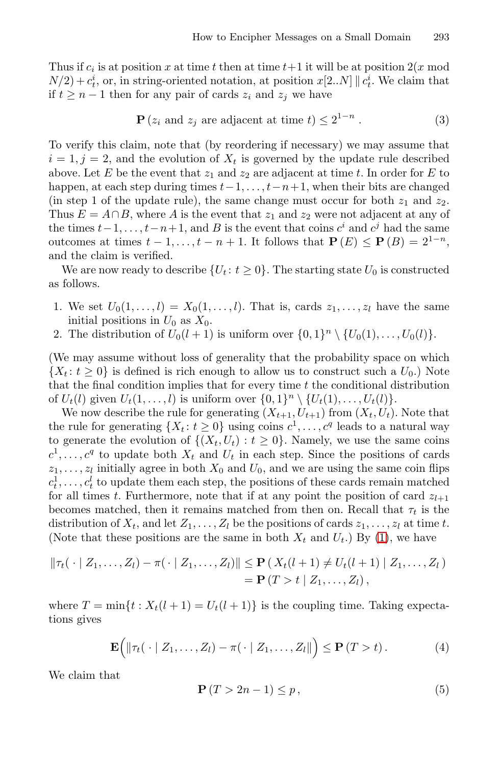Thus if $c_i$ is at position $x$ at time $t$ then at time $t+1$ it will be at position $2(x \bmod N/2) + c_t^i$, or, in string-oriented notation, at position $x[2..N] \,\|\, c_t^i$. We claim that if $t \geq n-1$ then for any pair of cards $z_i$ and $z_j$ we have

$$\mathbf{P}\left(z_i \text{ and } z_j \text{ are adjacent at time } t\right) \leq 2^{1-n}\,. \tag{3}$$

To verify this claim, note that (by reordering if necessary) we may assume that $i = 1, j = 2$, and the evolution of $X_t$ is governed by the update rule described above. Let $E$ be the event that $z_1$ and $z_2$ are adjacent at time $t$. In order for $E$ to happen, at each step during times $t-1, \ldots, t-n+1$, when their bits are changed (in step 1 of the update rule), the same change must occur for both $z_1$ and $z_2$. Thus $E = A \cap B$, where $A$ is the event that $z_1$ and $z_2$ were not adjacent at any of the times $t-1, \ldots, t-n+1$, and $B$ is the event that coins $c^i$ and $c^j$ had the same outcomes at times $t-1, \ldots, t-n+1$. It follows that $\mathbf{P}(E) \leq \mathbf{P}(B) = 2^{1-n}$, and the claim is verified.

We are now ready to describe $\{U_t \colon t \geq 0\}$. The starting state $U_0$ is constructed as follows.

1. We set $U_0(1, \ldots, l) = X_0(1, \ldots, l)$. That is, cards $z_1, \ldots, z_l$ have the same initial positions in $U_0$ as $X_0$.
2. The distribution of $U_0(l+1)$ is uniform over $\{0,1\}^n \setminus \{U_0(1), \ldots, U_0(l)\}$.

(We may assume without loss of generality that the probability space on which $\{X_t \colon t \geq 0\}$ is defined is rich enough to allow us to construct such a $U_0$.) Note that the final condition implies that for every time $t$ the conditional distribution of $U_t(l)$ given $U_t(1, \ldots, l)$ is uniform over $\{0,1\}^n \setminus \{U_t(1), \ldots, U_t(l)\}$.

We now describe the rule for generating $(X_{t+1}, U_{t+1})$ from $(X_t, U_t)$. Note that the rule for generating $\{X_t \colon t \geq 0\}$ using coins $c^1, \ldots, c^q$ leads to a natural way to generate the evolution of $\{(X_t, U_t) : t \geq 0\}$. Namely, we use the same coins $c^1, \ldots, c^q$ to update both $X_t$ and $U_t$ in each step. Since the positions of cards $z_1, \ldots, z_l$ initially agree in both $X_0$ and $U_0$, and we are using the same coin flips $c_t^1, \ldots, c_t^l$ to update them each step, the positions of these cards remain matched for all times $t$. Furthermore, note that if at any point the position of card $z_{l+1}$ becomes matched, then it remains matched from then on. Recall that $\tau_t$ is the distribution of $X_t$, and let $Z_1, \ldots, Z_l$ be the positions of cards $z_1, \ldots, z_l$ at time $t$. (Note that these positions are the same in both $X_t$ and $U_t$.) By (1), we have

$$\begin{aligned}
\|\tau_t(\,\cdot \mid Z_1, \ldots, Z_l) - \pi(\,\cdot \mid Z_1, \ldots, Z_l)\| &\leq \mathbf{P}\left(\, X_t(l+1) \neq U_t(l+1) \mid Z_1, \ldots, Z_l \,\right) \\
&= \mathbf{P}\left(T > t \mid Z_1, \ldots, Z_l\right),
\end{aligned}$$

where $T = \min\{t : X_t(l+1) = U_t(l+1)\}$ is the coupling time. Taking expectations gives

$$\mathbf{E}\Big(\|\tau_t(\,\cdot \mid Z_1, \ldots, Z_l) - \pi(\,\cdot \mid Z_1, \ldots, Z_l\|\Big) \leq \mathbf{P}\left(T > t\right). \tag{4}$$

We claim that

$$\mathbf{P}\left(T > 2n-1\right) \leq p\,, \tag{5}$$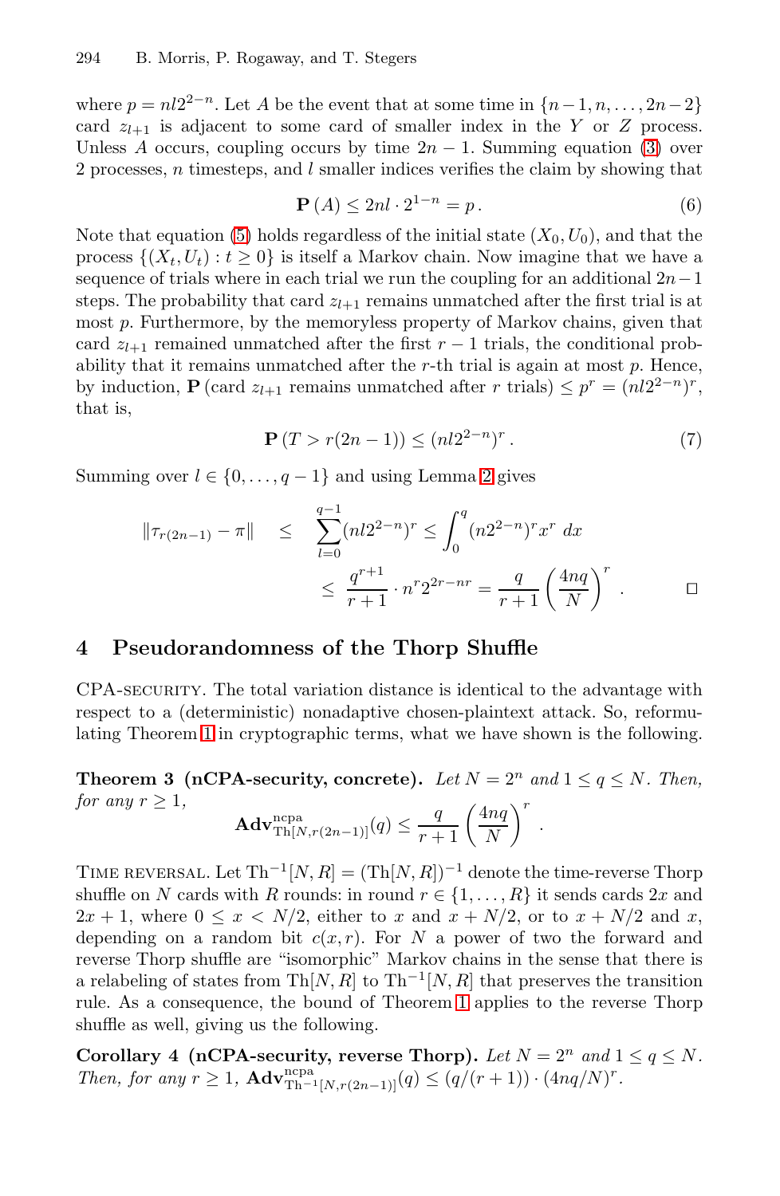where $p = nl2^{2-n}$. Let $A$ be the event that at some time in $\{n-1, n, \ldots, 2n-2\}$ card $z_{l+1}$ is adjacent to some card of smaller index in the $Y$ or $Z$ process. Unless $A$ occurs, coupling occurs by time $2n-1$. Summing equation (3) over 2 processes, $n$ timesteps, and $l$ smaller indices verifies the claim by showing that

$$\mathbf{P}(A) \leq 2nl \cdot 2^{1-n} = p\,. \tag{6}$$

Note that equation (5) holds regardless of the initial state $(X_0, U_0)$, and that the process $\{(X_t, U_t) : t \geq 0\}$ is itself a Markov chain. Now imagine that we have a sequence of trials where in each trial we run the coupling for an additional $2n-1$ steps. The probability that card $z_{l+1}$ remains unmatched after the first trial is at most $p$. Furthermore, by the memoryless property of Markov chains, given that card $z_{l+1}$ remained unmatched after the first $r-1$ trials, the conditional probability that it remains unmatched after the $r$-th trial is again at most $p$. Hence, by induction, $\mathbf{P}(\text{card } z_{l+1} \text{ remains unmatched after } r \text{ trials}) \leq p^r = (nl2^{2-n})^r$, that is,

$$\mathbf{P}(T > r(2n-1)) \leq (nl2^{2-n})^r\,. \tag{7}$$

Summing over $l \in \{0, \ldots, q-1\}$ and using Lemma 2 gives

$$\begin{aligned}\|\tau_{r(2n-1)} - \pi\| \quad &\leq \quad \sum_{l=0}^{q-1} (nl2^{2-n})^r \leq \int_0^q (n2^{2-n})^r x^r \, dx \\ &\leq \quad \frac{q^{r+1}}{r+1} \cdot n^r 2^{2r-nr} = \frac{q}{r+1}\left(\frac{4nq}{N}\right)^r . \qquad \square\end{aligned}$$

## 4 Pseudorandomness of the Thorp Shuffle

CPA-SECURITY. The total variation distance is identical to the advantage with respect to a (deterministic) nonadaptive chosen-plaintext attack. So, reformulating Theorem 1 in cryptographic terms, what we have shown is the following.

**Theorem 3 (nCPA-security, concrete).** *Let $N = 2^n$ and $1 \leq q \leq N$. Then, for any $r \geq 1$,*

$$\mathbf{Adv}^{\text{ncpa}}_{\text{Th}[N, r(2n-1)]}(q) \leq \frac{q}{r+1}\left(\frac{4nq}{N}\right)^r .$$

TIME REVERSAL. Let $\text{Th}^{-1}[N, R] = (\text{Th}[N, R])^{-1}$ denote the time-reverse Thorp shuffle on $N$ cards with $R$ rounds: in round $r \in \{1, \ldots, R\}$ it sends cards $2x$ and $2x+1$, where $0 \leq x < N/2$, either to $x$ and $x + N/2$, or to $x + N/2$ and $x$, depending on a random bit $c(x, r)$. For $N$ a power of two the forward and reverse Thorp shuffle are "isomorphic" Markov chains in the sense that there is a relabeling of states from $\text{Th}[N, R]$ to $\text{Th}^{-1}[N, R]$ that preserves the transition rule. As a consequence, the bound of Theorem 1 applies to the reverse Thorp shuffle as well, giving us the following.

**Corollary 4 (nCPA-security, reverse Thorp).** *Let $N = 2^n$ and $1 \leq q \leq N$. Then, for any $r \geq 1$, $\mathbf{Adv}^{\text{ncpa}}_{\text{Th}^{-1}[N, r(2n-1)]}(q) \leq (q/(r+1)) \cdot (4nq/N)^r$.*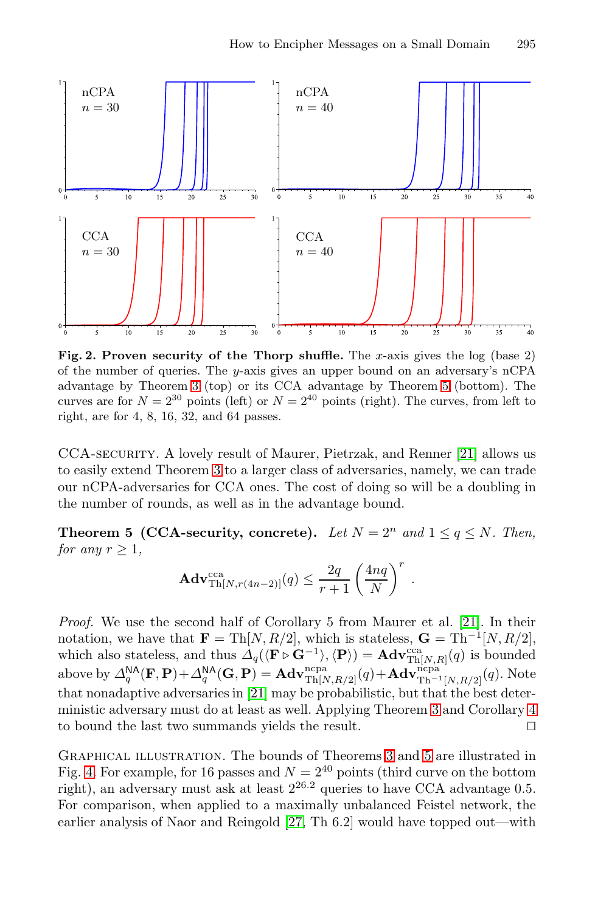**Fig. 2. Proven security of the Thorp shuffle.** The $x$-axis gives the log (base 2) of the number of queries. The $y$-axis gives an upper bound on an adversary's nCPA advantage by Theorem 3 (top) or its CCA advantage by Theorem 5 (bottom). The curves are for $N = 2^{30}$ points (left) or $N = 2^{40}$ points (right). The curves, from left to right, are for 4, 8, 16, 32, and 64 passes.

CCA-SECURITY. A lovely result of Maurer, Pietrzak, and Renner [21] allows us to easily extend Theorem 3 to a larger class of adversaries, namely, we can trade our nCPA-adversaries for CCA ones. The cost of doing so will be a doubling in the number of rounds, as well as in the advantage bound.

**Theorem 5 (CCA-security, concrete).** *Let $N = 2^n$ and $1 \leq q \leq N$. Then, for any $r \geq 1$,*

$$\mathbf{Adv}^{\text{cca}}_{\text{Th}[N, r(4n-2)]}(q) \leq \frac{2q}{r+1}\left(\frac{4nq}{N}\right)^r .$$

*Proof.* We use the second half of Corollary 5 from Maurer et al. [21]. In their notation, we have that $\mathbf{F} = \text{Th}[N, R/2]$, which is stateless, $\mathbf{G} = \text{Th}^{-1}[N, R/2]$, which also stateless, and thus $\Delta_q(\langle \mathbf{F} \triangleright \mathbf{G}^{-1}\rangle, \langle \mathbf{P}\rangle) = \mathbf{Adv}^{\text{cca}}_{\text{Th}[N,R]}(q)$ is bounded above by $\Delta^{\mathsf{NA}}_q(\mathbf{F}, \mathbf{P}) + \Delta^{\mathsf{NA}}_q(\mathbf{G}, \mathbf{P}) = \mathbf{Adv}^{\text{ncpa}}_{\text{Th}[N,R/2]}(q) + \mathbf{Adv}^{\text{ncpa}}_{\text{Th}^{-1}[N,R/2]}(q)$. Note that nonadaptive adversaries in [21] may be probabilistic, but that the best deterministic adversary must do at least as well. Applying Theorem 3 and Corollary 4 to bound the last two summands yields the result. $\square$

GRAPHICAL ILLUSTRATION. The bounds of Theorems 3 and 5 are illustrated in Fig. 4. For example, for 16 passes and $N = 2^{40}$ points (third curve on the bottom right), an adversary must ask at least $2^{26.2}$ queries to have CCA advantage 0.5. For comparison, when applied to a maximally unbalanced Feistel network, the earlier analysis of Naor and Reingold [27, Th 6.2] would have topped out—with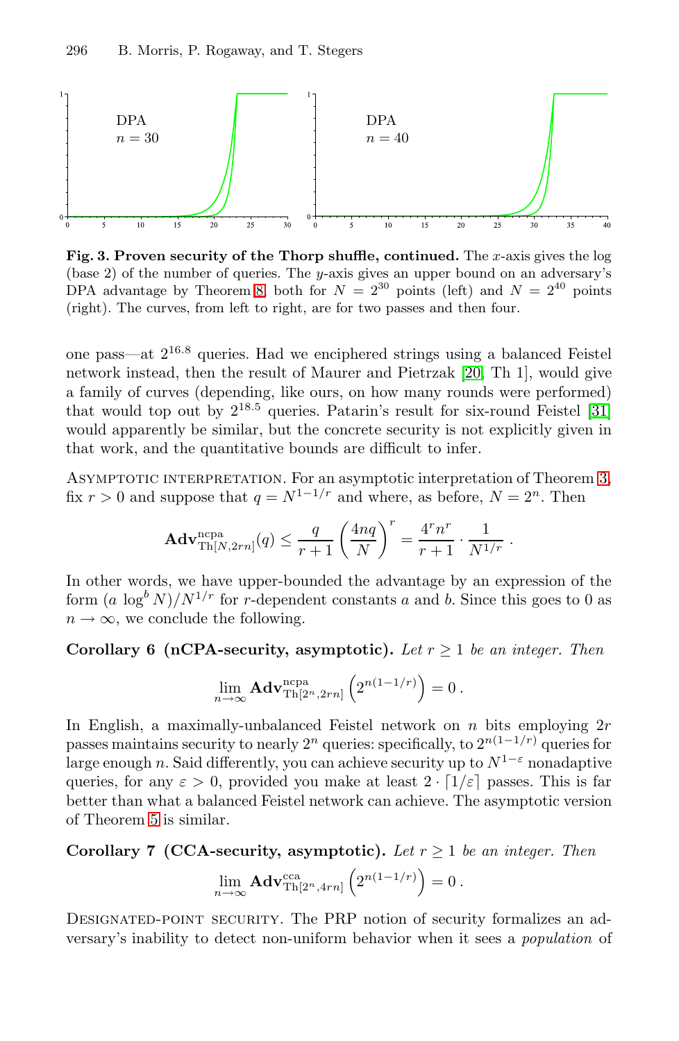**Fig. 3. Proven security of the Thorp shuffle, continued.** The $x$-axis gives the log (base 2) of the number of queries. The $y$-axis gives an upper bound on an adversary's DPA advantage by Theorem 8, both for $N = 2^{30}$ points (left) and $N = 2^{40}$ points (right). The curves, from left to right, are for two passes and then four.

one pass—at $2^{16.8}$ queries. Had we enciphered strings using a balanced Feistel network instead, then the result of Maurer and Pietrzak [20, Th 1], would give a family of curves (depending, like ours, on how many rounds were performed) that would top out by $2^{18.5}$ queries. Patarin's result for six-round Feistel [31] would apparently be similar, but the concrete security is not explicitly given in that work, and the quantitative bounds are difficult to infer.

ASYMPTOTIC INTERPRETATION. For an asymptotic interpretation of Theorem 3, fix $r > 0$ and suppose that $q = N^{1-1/r}$ and where, as before, $N = 2^n$. Then

$$\mathbf{Adv}^{\text{ncpa}}_{\text{Th}[N,2rn]}(q) \le \frac{q}{r+1}\left(\frac{4nq}{N}\right)^r = \frac{4^r n^r}{r+1}\cdot\frac{1}{N^{1/r}}\,.$$

In other words, we have upper-bounded the advantage by an expression of the form $(a \log^b N)/N^{1/r}$ for $r$-dependent constants $a$ and $b$. Since this goes to 0 as $n \to \infty$, we conclude the following.

**Corollary 6 (nCPA-security, asymptotic).** *Let $r \ge 1$ be an integer. Then*

$$\lim_{n\to\infty} \mathbf{Adv}^{\text{ncpa}}_{\text{Th}[2^n,2rn]}\left(2^{n(1-1/r)}\right) = 0\,.$$

In English, a maximally-unbalanced Feistel network on $n$ bits employing $2r$ passes maintains security to nearly $2^n$ queries: specifically, to $2^{n(1-1/r)}$ queries for large enough $n$. Said differently, you can achieve security up to $N^{1-\varepsilon}$ nonadaptive queries, for any $\varepsilon > 0$, provided you make at least $2 \cdot \lceil 1/\varepsilon \rceil$ passes. This is far better than what a balanced Feistel network can achieve. The asymptotic version of Theorem 5 is similar.

**Corollary 7 (CCA-security, asymptotic).** *Let $r \ge 1$ be an integer. Then*

$$\lim_{n\to\infty} \mathbf{Adv}^{\text{cca}}_{\text{Th}[2^n,4rn]}\left(2^{n(1-1/r)}\right) = 0\,.$$

DESIGNATED-POINT SECURITY. The PRP notion of security formalizes an adversary's inability to detect non-uniform behavior when it sees a *population* of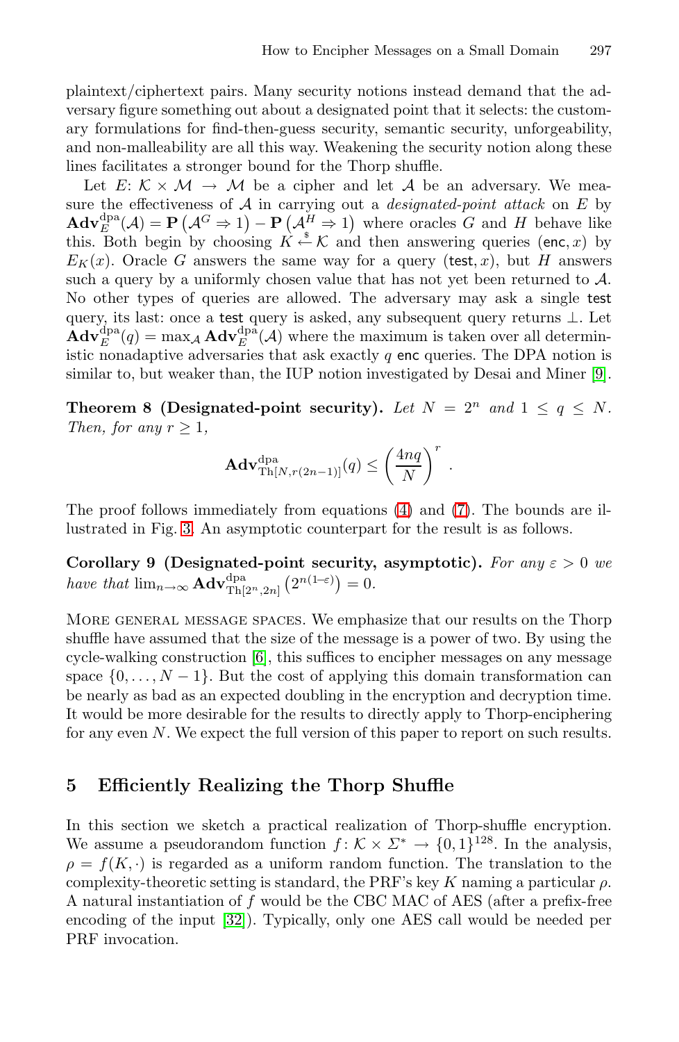plaintext/ciphertext pairs. Many security notions instead demand that the adversary figure something out about a designated point that it selects: the customary formulations for find-then-guess security, semantic security, unforgeability, and non-malleability are all this way. Weakening the security notion along these lines facilitates a stronger bound for the Thorp shuffle.

Let $E\colon \mathcal{K} \times \mathcal{M} \to \mathcal{M}$ be a cipher and let $\mathcal{A}$ be an adversary. We measure the effectiveness of $\mathcal{A}$ in carrying out a *designated-point attack* on $E$ by $\mathbf{Adv}_E^{\mathrm{dpa}}(\mathcal{A}) = \mathbf{P}\left(\mathcal{A}^G \Rightarrow 1\right) - \mathbf{P}\left(\mathcal{A}^H \Rightarrow 1\right)$ where oracles $G$ and $H$ behave like this. Both begin by choosing $K \xleftarrow{\$} \mathcal{K}$ and then answering queries $(\mathsf{enc}, x)$ by $E_K(x)$. Oracle $G$ answers the same way for a query $(\mathsf{test}, x)$, but $H$ answers such a query by a uniformly chosen value that has not yet been returned to $\mathcal{A}$. No other types of queries are allowed. The adversary may ask a single $\mathsf{test}$ query, its last: once a $\mathsf{test}$ query is asked, any subsequent query returns $\perp$. Let $\mathbf{Adv}_E^{\mathrm{dpa}}(q) = \max_{\mathcal{A}} \mathbf{Adv}_E^{\mathrm{dpa}}(\mathcal{A})$ where the maximum is taken over all deterministic nonadaptive adversaries that ask exactly $q$ $\mathsf{enc}$ queries. The DPA notion is similar to, but weaker than, the IUP notion investigated by Desai and Miner [9].

**Theorem 8 (Designated-point security).** *Let $N = 2^n$ and $1 \le q \le N$. Then, for any $r \ge 1$,*

$$\mathbf{Adv}_{\mathrm{Th}[N, r(2n-1)]}^{\mathrm{dpa}}(q) \le \left(\frac{4nq}{N}\right)^r .$$

The proof follows immediately from equations (4) and (7). The bounds are illustrated in Fig. 3. An asymptotic counterpart for the result is as follows.

**Corollary 9 (Designated-point security, asymptotic).** *For any $\varepsilon > 0$ we have that $\lim_{n\to\infty} \mathbf{Adv}_{\mathrm{Th}[2^n, 2n]}^{\mathrm{dpa}}\left(2^{n(1-\varepsilon)}\right) = 0$.*

More general message spaces. We emphasize that our results on the Thorp shuffle have assumed that the size of the message is a power of two. By using the cycle-walking construction [6], this suffices to encipher messages on any message space $\{0, \ldots, N-1\}$. But the cost of applying this domain transformation can be nearly as bad as an expected doubling in the encryption and decryption time. It would be more desirable for the results to directly apply to Thorp-enciphering for any even $N$. We expect the full version of this paper to report on such results.

## 5 Efficiently Realizing the Thorp Shuffle

In this section we sketch a practical realization of Thorp-shuffle encryption. We assume a pseudorandom function $f\colon \mathcal{K} \times \Sigma^* \to \{0,1\}^{128}$. In the analysis, $\rho = f(K, \cdot)$ is regarded as a uniform random function. The translation to the complexity-theoretic setting is standard, the PRF's key $K$ naming a particular $\rho$. A natural instantiation of $f$ would be the CBC MAC of AES (after a prefix-free encoding of the input [32]). Typically, only one AES call would be needed per PRF invocation.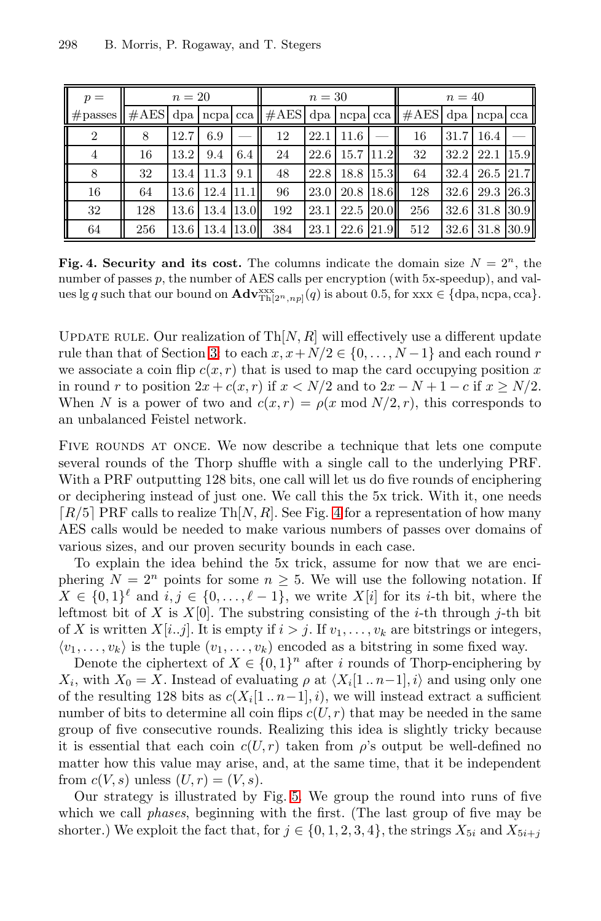| $p =$ #passes | $n = 20$ | | | | $n = 30$ | | | | $n = 40$ | | | |
|---|---|---|---|---|---|---|---|---|---|---|---|---|
| | #AES | dpa | ncpa | cca | #AES | dpa | ncpa | cca | #AES | dpa | ncpa | cca |
| 2 | 8 | 12.7 | 6.9 | — | 12 | 22.1 | 11.6 | — | 16 | 31.7 | 16.4 | — |
| 4 | 16 | 13.2 | 9.4 | 6.4 | 24 | 22.6 | 15.7 | 11.2 | 32 | 32.2 | 22.1 | 15.9 |
| 8 | 32 | 13.4 | 11.3 | 9.1 | 48 | 22.8 | 18.8 | 15.3 | 64 | 32.4 | 26.5 | 21.7 |
| 16 | 64 | 13.6 | 12.4 | 11.1 | 96 | 23.0 | 20.8 | 18.6 | 128 | 32.6 | 29.3 | 26.3 |
| 32 | 128 | 13.6 | 13.4 | 13.0 | 192 | 23.1 | 22.5 | 20.0 | 256 | 32.6 | 31.8 | 30.9 |
| 64 | 256 | 13.6 | 13.4 | 13.0 | 384 | 23.1 | 22.6 | 21.9 | 512 | 32.6 | 31.8 | 30.9 |

**Fig. 4. Security and its cost.** The columns indicate the domain size $N = 2^n$, the number of passes $p$, the number of AES calls per encryption (with 5x-speedup), and values $\lg q$ such that our bound on $\mathbf{Adv}^{\text{xxx}}_{\text{Th}[2^n,np]}(q)$ is about 0.5, for xxx $\in$ {dpa, ncpa, cca}.

Update rule. Our realization of $\text{Th}[N, R]$ will effectively use a different update rule than that of Section 3: to each $x, x + N/2 \in \{0, \ldots, N-1\}$ and each round $r$ we associate a coin flip $c(x, r)$ that is used to map the card occupying position $x$ in round $r$ to position $2x + c(x, r)$ if $x < N/2$ and to $2x - N + 1 - c$ if $x \geq N/2$. When $N$ is a power of two and $c(x, r) = \rho(x \bmod N/2, r)$, this corresponds to an unbalanced Feistel network.

Five rounds at once. We now describe a technique that lets one compute several rounds of the Thorp shuffle with a single call to the underlying PRF. With a PRF outputting 128 bits, one call will let us do five rounds of enciphering or deciphering instead of just one. We call this the 5x trick. With it, one needs $\lceil R/5 \rceil$ PRF calls to realize $\text{Th}[N, R]$. See Fig. 4 for a representation of how many AES calls would be needed to make various numbers of passes over domains of various sizes, and our proven security bounds in each case.

To explain the idea behind the 5x trick, assume for now that we are enciphering $N = 2^n$ points for some $n \geq 5$. We will use the following notation. If $X \in \{0, 1\}^\ell$ and $i, j \in \{0, \ldots, \ell - 1\}$, we write $X[i]$ for its $i$-th bit, where the leftmost bit of $X$ is $X[0]$. The substring consisting of the $i$-th through $j$-th bit of $X$ is written $X[i..j]$. It is empty if $i > j$. If $v_1, \ldots, v_k$ are bitstrings or integers, $\langle v_1, \ldots, v_k \rangle$ is the tuple $(v_1, \ldots, v_k)$ encoded as a bitstring in some fixed way.

Denote the ciphertext of $X \in \{0, 1\}^n$ after $i$ rounds of Thorp-enciphering by $X_i$, with $X_0 = X$. Instead of evaluating $\rho$ at $\langle X_i[1 \,..\, n-1], i \rangle$ and using only one of the resulting 128 bits as $c(X_i[1 \,..\, n-1], i)$, we will instead extract a sufficient number of bits to determine all coin flips $c(U, r)$ that may be needed in the same group of five consecutive rounds. Realizing this idea is slightly tricky because it is essential that each coin $c(U, r)$ taken from $\rho$'s output be well-defined no matter how this value may arise, and, at the same time, that it be independent from $c(V, s)$ unless $(U, r) = (V, s)$.

Our strategy is illustrated by Fig. 5. We group the round into runs of five which we call *phases*, beginning with the first. (The last group of five may be shorter.) We exploit the fact that, for $j \in \{0, 1, 2, 3, 4\}$, the strings $X_{5i}$ and $X_{5i+j}$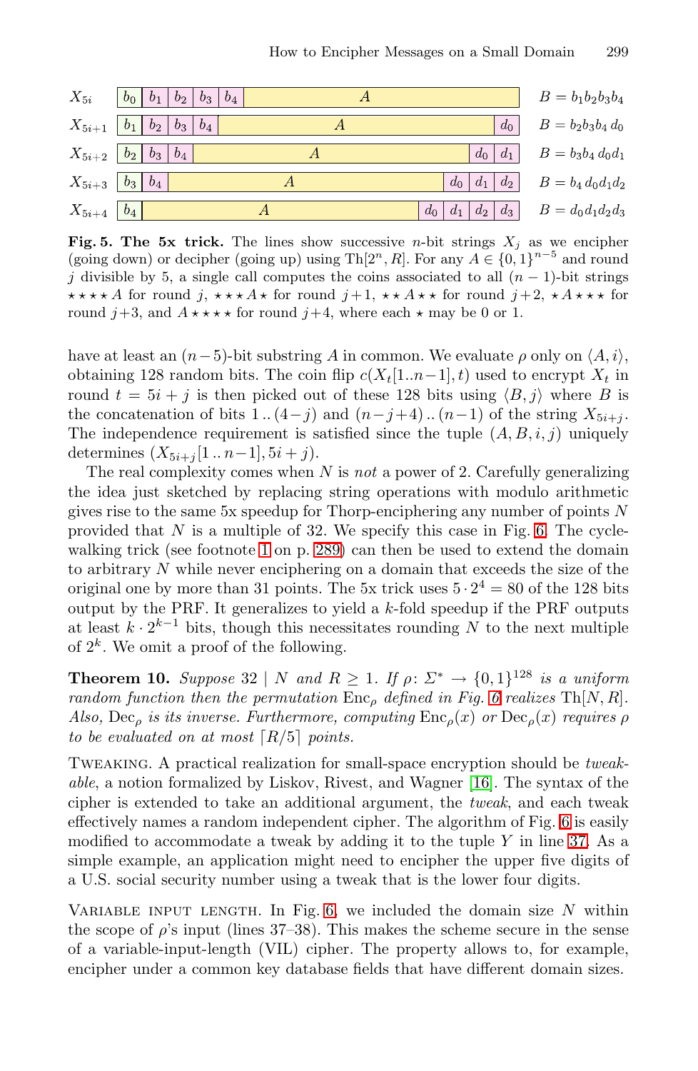| | | | | | | | | | | |
|---|---|---|---|---|---|---|---|---|---|---|
| $X_{5i}$ | $b_0$ | $b_1$ | $b_2$ | $b_3$ | $b_4$ | $A$ | | | | $B = b_1 b_2 b_3 b_4$ |
| $X_{5i+1}$ | $b_1$ | $b_2$ | $b_3$ | $b_4$ | $A$ | | | | $d_0$ | $B = b_2 b_3 b_4\, d_0$ |
| $X_{5i+2}$ | $b_2$ | $b_3$ | $b_4$ | $A$ | | | | $d_0$ | $d_1$ | $B = b_3 b_4\, d_0 d_1$ |
| $X_{5i+3}$ | $b_3$ | $b_4$ | $A$ | | | | $d_0$ | $d_1$ | $d_2$ | $B = b_4\, d_0 d_1 d_2$ |
| $X_{5i+4}$ | $b_4$ | $A$ | | | | $d_0$ | $d_1$ | $d_2$ | $d_3$ | $B = d_0 d_1 d_2 d_3$ |

**Fig. 5. The 5x trick.** The lines show successive $n$-bit strings $X_j$ as we encipher (going down) or decipher (going up) using $\mathrm{Th}[2^n, R]$. For any $A \in \{0,1\}^{n-5}$ and round $j$ divisible by 5, a single call computes the coins associated to all $(n-1)$-bit strings $\star\star\star\star A$ for round $j$, $\star\star\star A \star$ for round $j+1$, $\star\star A \star\star$ for round $j+2$, $\star A \star\star\star$ for round $j+3$, and $A \star\star\star\star$ for round $j+4$, where each $\star$ may be 0 or 1.

have at least an $(n-5)$-bit substring $A$ in common. We evaluate $\rho$ only on $\langle A, i\rangle$, obtaining 128 random bits. The coin flip $c(X_t[1..n-1], t)$ used to encrypt $X_t$ in round $t = 5i + j$ is then picked out of these 128 bits using $\langle B, j\rangle$ where $B$ is the concatenation of bits $1 \,..\, (4-j)$ and $(n-j+4) \,..\, (n-1)$ of the string $X_{5i+j}$. The independence requirement is satisfied since the tuple $(A, B, i, j)$ uniquely determines $(X_{5i+j}[1 \,..\, n-1], 5i + j)$.

The real complexity comes when $N$ is *not* a power of 2. Carefully generalizing the idea just sketched by replacing string operations with modulo arithmetic gives rise to the same 5x speedup for Thorp-enciphering any number of points $N$ provided that $N$ is a multiple of 32. We specify this case in Fig. 6. The cycle-walking trick (see footnote 1 on p. 289) can then be used to extend the domain to arbitrary $N$ while never enciphering on a domain that exceeds the size of the original one by more than 31 points. The 5x trick uses $5 \cdot 2^4 = 80$ of the 128 bits output by the PRF. It generalizes to yield a $k$-fold speedup if the PRF outputs at least $k \cdot 2^{k-1}$ bits, though this necessitates rounding $N$ to the next multiple of $2^k$. We omit a proof of the following.

**Theorem 10.** *Suppose* $32 \mid N$ *and* $R \geq 1$. *If* $\rho\colon \Sigma^* \to \{0,1\}^{128}$ *is a uniform random function then the permutation* $\mathrm{Enc}_\rho$ *defined in Fig. 6 realizes* $\mathrm{Th}[N, R]$. *Also,* $\mathrm{Dec}_\rho$ *is its inverse. Furthermore, computing* $\mathrm{Enc}_\rho(x)$ *or* $\mathrm{Dec}_\rho(x)$ *requires* $\rho$ *to be evaluated on at most* $\lceil R/5 \rceil$ *points.*

Tweaking. A practical realization for small-space encryption should be *tweakable*, a notion formalized by Liskov, Rivest, and Wagner [16]. The syntax of the cipher is extended to take an additional argument, the *tweak*, and each tweak effectively names a random independent cipher. The algorithm of Fig. 6 is easily modified to accommodate a tweak by adding it to the tuple $Y$ in line 37. As a simple example, an application might need to encipher the upper five digits of a U.S. social security number using a tweak that is the lower four digits.

Variable input length. In Fig. 6, we included the domain size $N$ within the scope of $\rho$'s input (lines 37–38). This makes the scheme secure in the sense of a variable-input-length (VIL) cipher. The property allows to, for example, encipher under a common key database fields that have different domain sizes.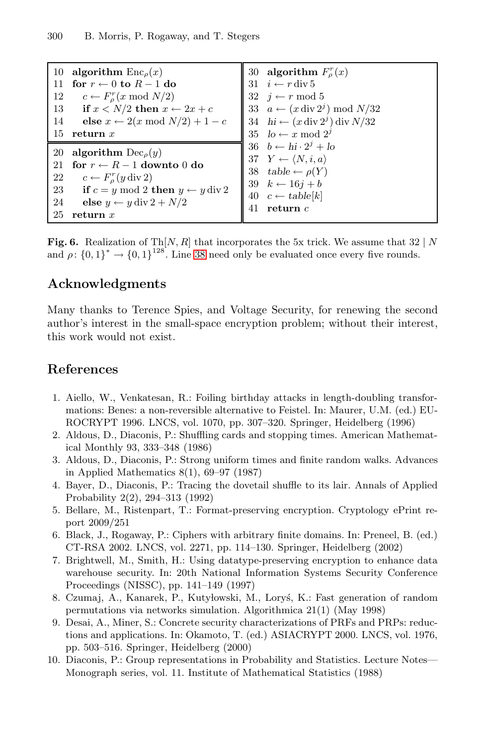```
10 algorithm Enc_ρ(x)
11 for r ← 0 to R − 1 do
12    c ← F^r_ρ(x mod N/2)
13    if x < N/2 then x ← 2x + c
14    else x ← 2(x mod N/2) + 1 − c
15 return x

20 algorithm Dec_ρ(y)
21 for r ← R − 1 downto 0 do
22    c ← F^r_ρ(y div 2)
23    if c = y mod 2 then y ← y div 2
24    else y ← y div 2 + N/2
25 return x
```

```
30 algorithm F^r_ρ(x)
31 i ← r div 5
32 j ← r mod 5
33 a ← (x div 2^j) mod N/32
34 hi ← (x div 2^j) div N/32
35 lo ← x mod 2^j
36 b ← hi · 2^j + lo
37 Y ← ⟨N, i, a⟩
38 table ← ρ(Y)
39 k ← 16j + b
40 c ← table[k]
41 return c
```

**Fig. 6.** Realization of Th$[N, R]$ that incorporates the 5x trick. We assume that $32 \mid N$ and $\rho \colon \{0,1\}^* \to \{0,1\}^{128}$. Line 38 need only be evaluated once every five rounds.

## Acknowledgments

Many thanks to Terence Spies, and Voltage Security, for renewing the second author's interest in the small-space encryption problem; without their interest, this work would not exist.

## References

1. Aiello, W., Venkatesan, R.: Foiling birthday attacks in length-doubling transformations: Benes: a non-reversible alternative to Feistel. In: Maurer, U.M. (ed.) EUROCRYPT 1996. LNCS, vol. 1070, pp. 307–320. Springer, Heidelberg (1996)
2. Aldous, D., Diaconis, P.: Shuffling cards and stopping times. American Mathematical Monthly 93, 333–348 (1986)
3. Aldous, D., Diaconis, P.: Strong uniform times and finite random walks. Advances in Applied Mathematics 8(1), 69–97 (1987)
4. Bayer, D., Diaconis, P.: Tracing the dovetail shuffle to its lair. Annals of Applied Probability 2(2), 294–313 (1992)
5. Bellare, M., Ristenpart, T.: Format-preserving encryption. Cryptology ePrint report 2009/251
6. Black, J., Rogaway, P.: Ciphers with arbitrary finite domains. In: Preneel, B. (ed.) CT-RSA 2002. LNCS, vol. 2271, pp. 114–130. Springer, Heidelberg (2002)
7. Brightwell, M., Smith, H.: Using datatype-preserving encryption to enhance data warehouse security. In: 20th National Information Systems Security Conference Proceedings (NISSC), pp. 141–149 (1997)
8. Czumaj, A., Kanarek, P., Kutyłowski, M., Loryś, K.: Fast generation of random permutations via networks simulation. Algorithmica 21(1) (May 1998)
9. Desai, A., Miner, S.: Concrete security characterizations of PRFs and PRPs: reductions and applications. In: Okamoto, T. (ed.) ASIACRYPT 2000. LNCS, vol. 1976, pp. 503–516. Springer, Heidelberg (2000)
10. Diaconis, P.: Group representations in Probability and Statistics. Lecture Notes—Monograph series, vol. 11. Institute of Mathematical Statistics (1988)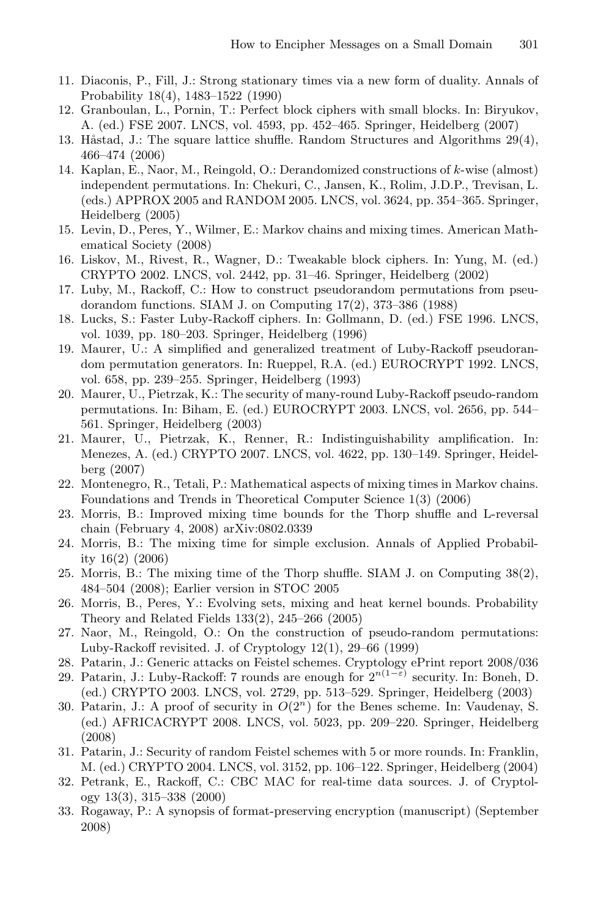11. Diaconis, P., Fill, J.: Strong stationary times via a new form of duality. Annals of Probability 18(4), 1483–1522 (1990)
12. Granboulan, L., Pornin, T.: Perfect block ciphers with small blocks. In: Biryukov, A. (ed.) FSE 2007. LNCS, vol. 4593, pp. 452–465. Springer, Heidelberg (2007)
13. Håstad, J.: The square lattice shuffle. Random Structures and Algorithms 29(4), 466–474 (2006)
14. Kaplan, E., Naor, M., Reingold, O.: Derandomized constructions of $k$-wise (almost) independent permutations. In: Chekuri, C., Jansen, K., Rolim, J.D.P., Trevisan, L. (eds.) APPROX 2005 and RANDOM 2005. LNCS, vol. 3624, pp. 354–365. Springer, Heidelberg (2005)
15. Levin, D., Peres, Y., Wilmer, E.: Markov chains and mixing times. American Mathematical Society (2008)
16. Liskov, M., Rivest, R., Wagner, D.: Tweakable block ciphers. In: Yung, M. (ed.) CRYPTO 2002. LNCS, vol. 2442, pp. 31–46. Springer, Heidelberg (2002)
17. Luby, M., Rackoff, C.: How to construct pseudorandom permutations from pseudorandom functions. SIAM J. on Computing 17(2), 373–386 (1988)
18. Lucks, S.: Faster Luby-Rackoff ciphers. In: Gollmann, D. (ed.) FSE 1996. LNCS, vol. 1039, pp. 180–203. Springer, Heidelberg (1996)
19. Maurer, U.: A simplified and generalized treatment of Luby-Rackoff pseudorandom permutation generators. In: Rueppel, R.A. (ed.) EUROCRYPT 1992. LNCS, vol. 658, pp. 239–255. Springer, Heidelberg (1993)
20. Maurer, U., Pietrzak, K.: The security of many-round Luby-Rackoff pseudo-random permutations. In: Biham, E. (ed.) EUROCRYPT 2003. LNCS, vol. 2656, pp. 544–561. Springer, Heidelberg (2003)
21. Maurer, U., Pietrzak, K., Renner, R.: Indistinguishability amplification. In: Menezes, A. (ed.) CRYPTO 2007. LNCS, vol. 4622, pp. 130–149. Springer, Heidelberg (2007)
22. Montenegro, R., Tetali, P.: Mathematical aspects of mixing times in Markov chains. Foundations and Trends in Theoretical Computer Science 1(3) (2006)
23. Morris, B.: Improved mixing time bounds for the Thorp shuffle and L-reversal chain (February 4, 2008) arXiv:0802.0339
24. Morris, B.: The mixing time for simple exclusion. Annals of Applied Probability 16(2) (2006)
25. Morris, B.: The mixing time of the Thorp shuffle. SIAM J. on Computing 38(2), 484–504 (2008); Earlier version in STOC 2005
26. Morris, B., Peres, Y.: Evolving sets, mixing and heat kernel bounds. Probability Theory and Related Fields 133(2), 245–266 (2005)
27. Naor, M., Reingold, O.: On the construction of pseudo-random permutations: Luby-Rackoff revisited. J. of Cryptology 12(1), 29–66 (1999)
28. Patarin, J.: Generic attacks on Feistel schemes. Cryptology ePrint report 2008/036
29. Patarin, J.: Luby-Rackoff: 7 rounds are enough for $2^{n(1-\varepsilon)}$ security. In: Boneh, D. (ed.) CRYPTO 2003. LNCS, vol. 2729, pp. 513–529. Springer, Heidelberg (2003)
30. Patarin, J.: A proof of security in $O(2^n)$ for the Benes scheme. In: Vaudenay, S. (ed.) AFRICACRYPT 2008. LNCS, vol. 5023, pp. 209–220. Springer, Heidelberg (2008)
31. Patarin, J.: Security of random Feistel schemes with 5 or more rounds. In: Franklin, M. (ed.) CRYPTO 2004. LNCS, vol. 3152, pp. 106–122. Springer, Heidelberg (2004)
32. Petrank, E., Rackoff, C.: CBC MAC for real-time data sources. J. of Cryptology 13(3), 315–338 (2000)
33. Rogaway, P.: A synopsis of format-preserving encryption (manuscript) (September 2008)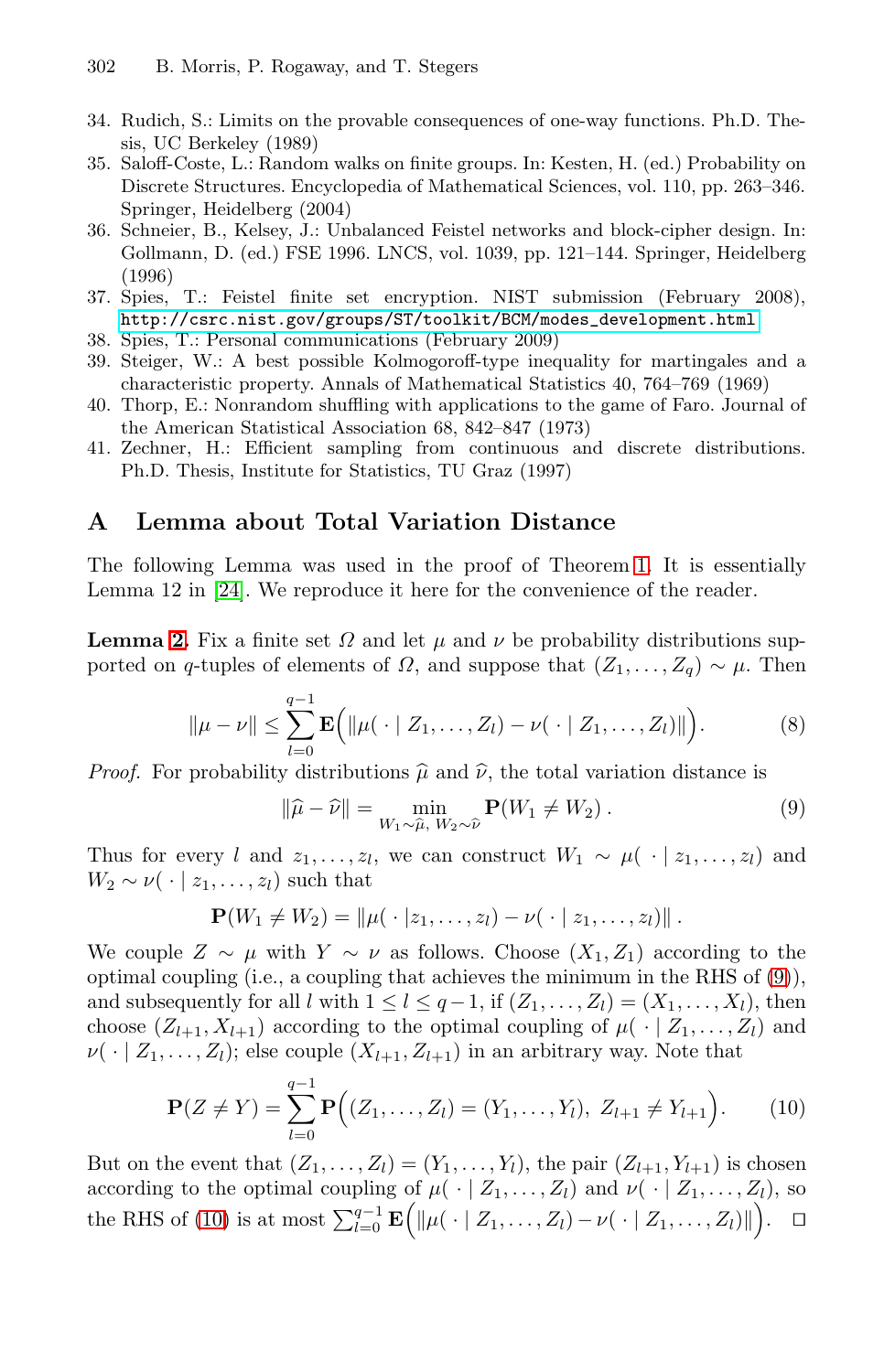34. Rudich, S.: Limits on the provable consequences of one-way functions. Ph.D. Thesis, UC Berkeley (1989)
35. Saloff-Coste, L.: Random walks on finite groups. In: Kesten, H. (ed.) Probability on Discrete Structures. Encyclopedia of Mathematical Sciences, vol. 110, pp. 263–346. Springer, Heidelberg (2004)
36. Schneier, B., Kelsey, J.: Unbalanced Feistel networks and block-cipher design. In: Gollmann, D. (ed.) FSE 1996. LNCS, vol. 1039, pp. 121–144. Springer, Heidelberg (1996)
37. Spies, T.: Feistel finite set encryption. NIST submission (February 2008), http://csrc.nist.gov/groups/ST/toolkit/BCM/modes_development.html
38. Spies, T.: Personal communications (February 2009)
39. Steiger, W.: A best possible Kolmogoroff-type inequality for martingales and a characteristic property. Annals of Mathematical Statistics 40, 764–769 (1969)
40. Thorp, E.: Nonrandom shuffling with applications to the game of Faro. Journal of the American Statistical Association 68, 842–847 (1973)
41. Zechner, H.: Efficient sampling from continuous and discrete distributions. Ph.D. Thesis, Institute for Statistics, TU Graz (1997)

# A Lemma about Total Variation Distance

The following Lemma was used in the proof of Theorem 1. It is essentially Lemma 12 in [24]. We reproduce it here for the convenience of the reader.

**Lemma 2.** Fix a finite set $\Omega$ and let $\mu$ and $\nu$ be probability distributions supported on $q$-tuples of elements of $\Omega$, and suppose that $(Z_1, \ldots, Z_q) \sim \mu$. Then

$$\|\mu - \nu\| \leq \sum_{l=0}^{q-1} \mathbf{E}\Big(\|\mu(\,\cdot \mid Z_1, \ldots, Z_l) - \nu(\,\cdot \mid Z_1, \ldots, Z_l)\|\Big). \tag{8}$$

*Proof.* For probability distributions $\widehat{\mu}$ and $\widehat{\nu}$, the total variation distance is

$$\|\widehat{\mu} - \widehat{\nu}\| = \min_{W_1 \sim \widehat{\mu},\, W_2 \sim \widehat{\nu}} \mathbf{P}(W_1 \neq W_2)\,. \tag{9}$$

Thus for every $l$ and $z_1, \ldots, z_l$, we can construct $W_1 \sim \mu(\,\cdot \mid z_1, \ldots, z_l)$ and $W_2 \sim \nu(\,\cdot \mid z_1, \ldots, z_l)$ such that

$$\mathbf{P}(W_1 \neq W_2) = \|\mu(\,\cdot \mid z_1, \ldots, z_l) - \nu(\,\cdot \mid z_1, \ldots, z_l)\|\,.$$

We couple $Z \sim \mu$ with $Y \sim \nu$ as follows. Choose $(X_1, Z_1)$ according to the optimal coupling (i.e., a coupling that achieves the minimum in the RHS of (9)), and subsequently for all $l$ with $1 \leq l \leq q-1$, if $(Z_1, \ldots, Z_l) = (X_1, \ldots, X_l)$, then choose $(Z_{l+1}, X_{l+1})$ according to the optimal coupling of $\mu(\,\cdot \mid Z_1, \ldots, Z_l)$ and $\nu(\,\cdot \mid Z_1, \ldots, Z_l)$; else couple $(X_{l+1}, Z_{l+1})$ in an arbitrary way. Note that

$$\mathbf{P}(Z \neq Y) = \sum_{l=0}^{q-1} \mathbf{P}\Big((Z_1, \ldots, Z_l) = (Y_1, \ldots, Y_l),\ Z_{l+1} \neq Y_{l+1}\Big). \tag{10}$$

But on the event that $(Z_1, \ldots, Z_l) = (Y_1, \ldots, Y_l)$, the pair $(Z_{l+1}, Y_{l+1})$ is chosen according to the optimal coupling of $\mu(\,\cdot \mid Z_1, \ldots, Z_l)$ and $\nu(\,\cdot \mid Z_1, \ldots, Z_l)$, so the RHS of (10) is at most $\sum_{l=0}^{q-1} \mathbf{E}\Big(\|\mu(\,\cdot \mid Z_1, \ldots, Z_l) - \nu(\,\cdot \mid Z_1, \ldots, Z_l)\|\Big)$. $\square$